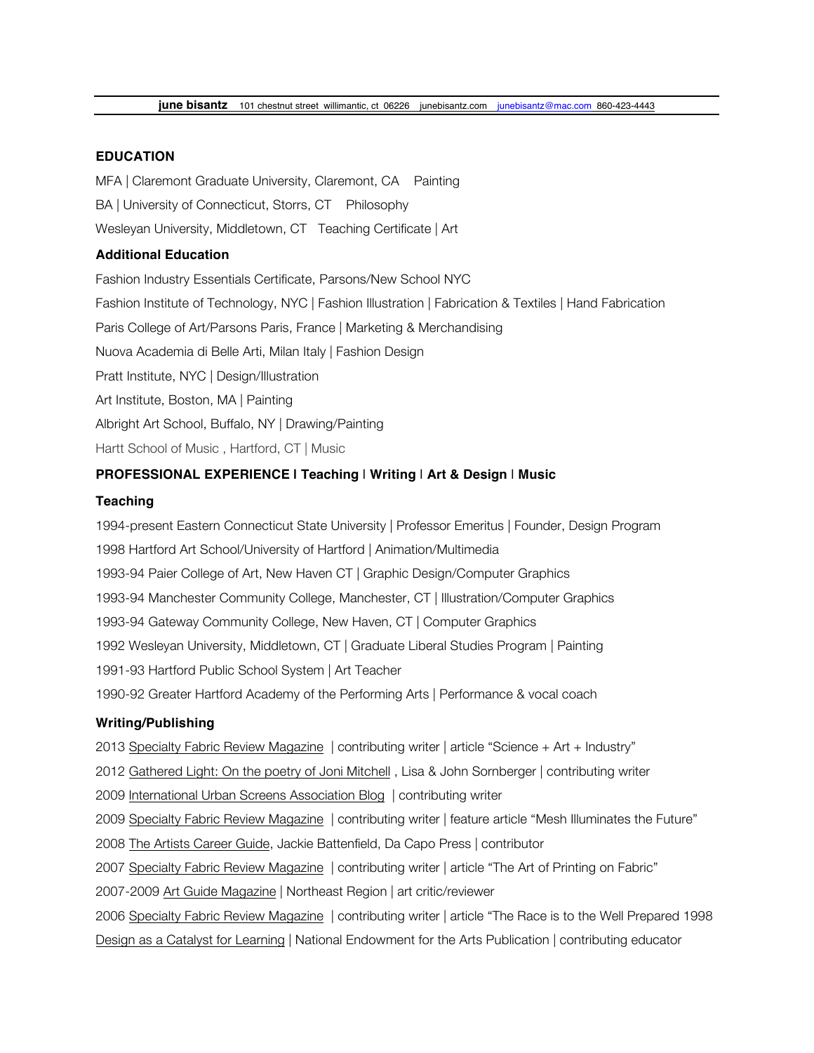**june bisantz** 101 chestnut street willimantic, ct 06226 junebisantz.com junebisantz@mac.com 860-423-4443

## EDUCATION

MFA | Claremont Graduate University, Claremont, CA Painting

BA | University of Connecticut, Storrs, CT Philosophy

Wesleyan University, Middletown, CT Teaching Certificate | Art

### Additional Education

Fashion Industry Essentials Certificate, Parsons/New School NYC

Fashion Institute of Technology, NYC | Fashion Illustration | Fabrication & Textiles | Hand Fabrication

Paris College of Art/Parsons Paris, France | Marketing & Merchandising

Nuova Academia di Belle Arti, Milan Italy | Fashion Design

Pratt Institute, NYC | Design/Illustration

Art Institute, Boston, MA | Painting

Albright Art School, Buffalo, NY | Drawing/Painting

Hartt School of Music , Hartford, CT | Music

## PROFESSIONAL EXPERIENCE | Teaching | Writing | Art & Design | Music

### Teaching

1994-present Eastern Connecticut State University | Professor Emeritus | Founder, Design Program

1998 Hartford Art School/University of Hartford | Animation/Multimedia

1993-94 Paier College of Art, New Haven CT | Graphic Design/Computer Graphics

1993-94 Manchester Community College, Manchester, CT | Illustration/Computer Graphics

1993-94 Gateway Community College, New Haven, CT | Computer Graphics

1992 Wesleyan University, Middletown, CT | Graduate Liberal Studies Program | Painting

1991-93 Hartford Public School System | Art Teacher

1990-92 Greater Hartford Academy of the Performing Arts | Performance & vocal coach

### Writing/Publishing

2013 Specialty Fabric Review Magazine | contributing writer | article "Science + Art + Industry"

2012 Gathered Light: On the poetry of Joni Mitchell , Lisa & John Sornberger | contributing writer

2009 International Urban Screens Association Blog | contributing writer

2009 Specialty Fabric Review Magazine | contributing writer | feature article "Mesh Illuminates the Future"

2008 The Artists Career Guide, Jackie Battenfield, Da Capo Press | contributor

2007 Specialty Fabric Review Magazine | contributing writer | article "The Art of Printing on Fabric"

2007-2009 Art Guide Magazine | Northeast Region | art critic/reviewer

2006 Specialty Fabric Review Magazine | contributing writer | article "The Race is to the Well Prepared 1998

Design as a Catalyst for Learning | National Endowment for the Arts Publication | contributing educator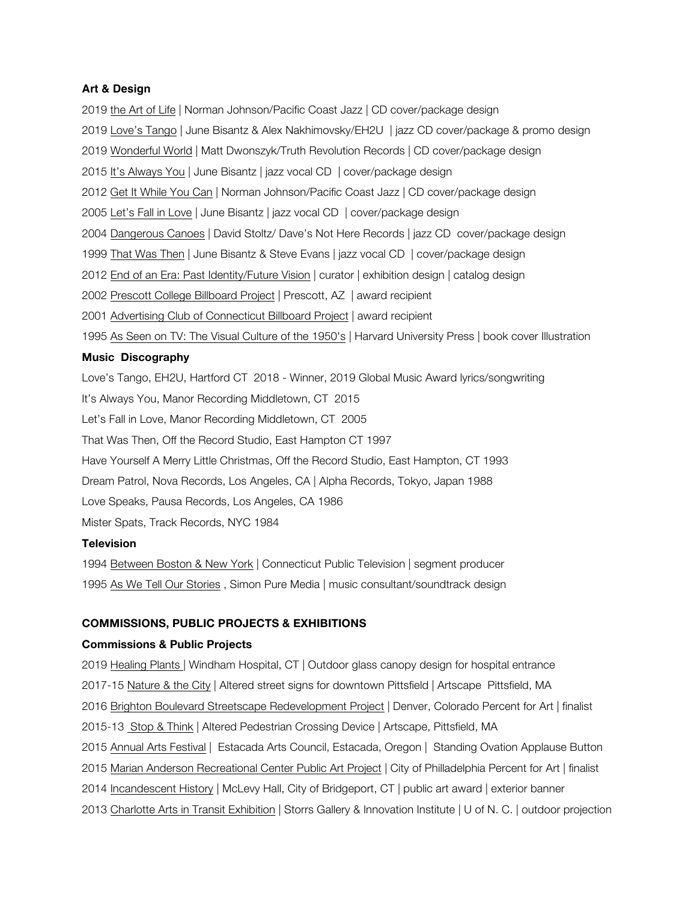**Art & Design**

2019 the Art of Life | Norman Johnson/Pacific Coast Jazz | CD cover/package design

2019 Love's Tango | June Bisantz & Alex Nakhimovsky/EH2U | jazz CD cover/package & promo design

2019 Wonderful World | Matt Dwonszyk/Truth Revolution Records | CD cover/package design

2015 It's Always You | June Bisantz | jazz vocal CD | cover/package design

2012 Get It While You Can | Norman Johnson/Pacific Coast Jazz | CD cover/package design

2005 Let's Fall in Love | June Bisantz | jazz vocal CD | cover/package design

2004 Dangerous Canoes | David Stoltz/ Dave's Not Here Records | jazz CD cover/package design

1999 That Was Then | June Bisantz & Steve Evans | jazz vocal CD | cover/package design

2012 End of an Era: Past Identity/Future Vision | curator | exhibition design | catalog design

2002 Prescott College Billboard Project | Prescott, AZ | award recipient

2001 Advertising Club of Connecticut Billboard Project | award recipient

1995 As Seen on TV: The Visual Culture of the 1950's | Harvard University Press | book cover Illustration

**Music Discography**

Love's Tango, EH2U, Hartford CT 2018 - Winner, 2019 Global Music Award lyrics/songwriting

It's Always You, Manor Recording Middletown, CT 2015

Let's Fall in Love, Manor Recording Middletown, CT 2005

That Was Then, Off the Record Studio, East Hampton CT 1997

Have Yourself A Merry Little Christmas, Off the Record Studio, East Hampton, CT 1993

Dream Patrol, Nova Records, Los Angeles, CA | Alpha Records, Tokyo, Japan 1988

Love Speaks, Pausa Records, Los Angeles, CA 1986

Mister Spats, Track Records, NYC 1984

**Television**

1994 Between Boston & New York | Connecticut Public Television | segment producer

1995 As We Tell Our Stories , Simon Pure Media | music consultant/soundtrack design

## COMMISSIONS, PUBLIC PROJECTS & EXHIBITIONS

**Commissions & Public Projects**

2019 Healing Plants | Windham Hospital, CT | Outdoor glass canopy design for hospital entrance

2017-15 Nature & the City | Altered street signs for downtown Pittsfield | Artscape Pittsfield, MA

2016 Brighton Boulevard Streetscape Redevelopment Project | Denver, Colorado Percent for Art | finalist

2015-13 Stop & Think | Altered Pedestrian Crossing Device | Artscape, Pittsfield, MA

2015 Annual Arts Festival | Estacada Arts Council, Estacada, Oregon | Standing Ovation Applause Button

2015 Marian Anderson Recreational Center Public Art Project | City of Philadelphia Percent for Art | finalist

2014 Incandescent History | McLevy Hall, City of Bridgeport, CT | public art award | exterior banner

2013 Charlotte Arts in Transit Exhibition | Storrs Gallery & Innovation Institute | U of N. C. | outdoor projection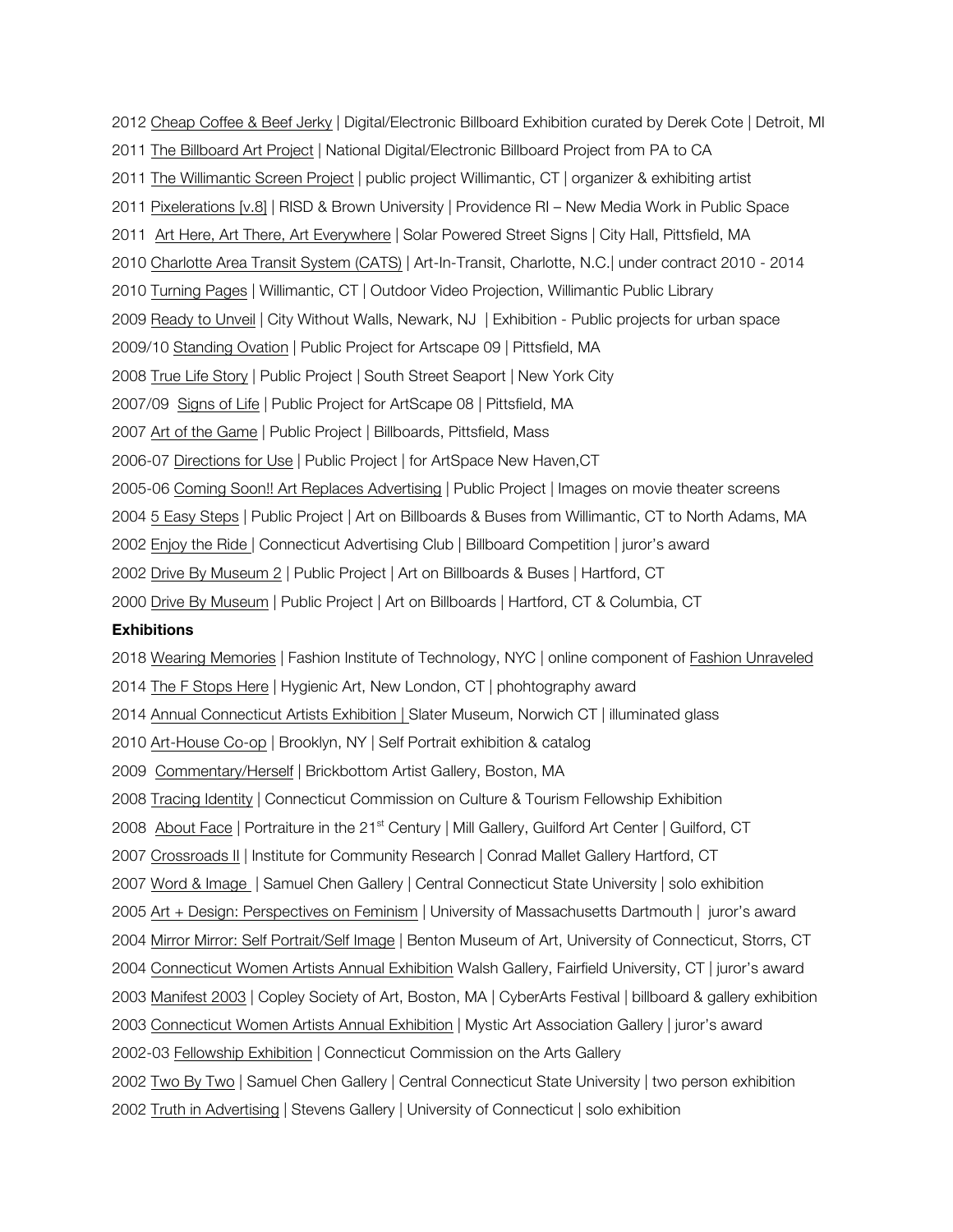2012 Cheap Coffee & Beef Jerky | Digital/Electronic Billboard Exhibition curated by Derek Cote | Detroit, MI

2011 The Billboard Art Project | National Digital/Electronic Billboard Project from PA to CA

2011 The Willimantic Screen Project | public project Willimantic, CT | organizer & exhibiting artist

2011 Pixelerations [v.8] | RISD & Brown University | Providence RI – New Media Work in Public Space

2011 Art Here, Art There, Art Everywhere | Solar Powered Street Signs | City Hall, Pittsfield, MA

2010 Charlotte Area Transit System (CATS) | Art-In-Transit, Charlotte, N.C.| under contract 2010 - 2014

2010 Turning Pages | Willimantic, CT | Outdoor Video Projection, Willimantic Public Library

2009 Ready to Unveil | City Without Walls, Newark, NJ | Exhibition - Public projects for urban space

2009/10 Standing Ovation | Public Project for Artscape 09 | Pittsfield, MA

2008 True Life Story | Public Project | South Street Seaport | New York City

2007/09 Signs of Life | Public Project for ArtScape 08 | Pittsfield, MA

2007 Art of the Game | Public Project | Billboards, Pittsfield, Mass

2006-07 Directions for Use | Public Project | for ArtSpace New Haven,CT

2005-06 Coming Soon!! Art Replaces Advertising | Public Project | Images on movie theater screens

2004 5 Easy Steps | Public Project | Art on Billboards & Buses from Willimantic, CT to North Adams, MA

2002 Enjoy the Ride | Connecticut Advertising Club | Billboard Competition | juror's award

2002 Drive By Museum 2 | Public Project | Art on Billboards & Buses | Hartford, CT

2000 Drive By Museum | Public Project | Art on Billboards | Hartford, CT & Columbia, CT

**Exhibitions**

2018 Wearing Memories | Fashion Institute of Technology, NYC | online component of Fashion Unraveled

2014 The F Stops Here | Hygienic Art, New London, CT | phohtography award

2014 Annual Connecticut Artists Exhibition | Slater Museum, Norwich CT | illuminated glass

2010 Art-House Co-op | Brooklyn, NY | Self Portrait exhibition & catalog

2009 Commentary/Herself | Brickbottom Artist Gallery, Boston, MA

2008 Tracing Identity | Connecticut Commission on Culture & Tourism Fellowship Exhibition

2008 About Face | Portraiture in the 21st Century | Mill Gallery, Guilford Art Center | Guilford, CT

2007 Crossroads II | Institute for Community Research | Conrad Mallet Gallery Hartford, CT

2007 Word & Image | Samuel Chen Gallery | Central Connecticut State University | solo exhibition

2005 Art + Design: Perspectives on Feminism | University of Massachusetts Dartmouth | juror's award

2004 Mirror Mirror: Self Portrait/Self Image | Benton Museum of Art, University of Connecticut, Storrs, CT

2004 Connecticut Women Artists Annual Exhibition Walsh Gallery, Fairfield University, CT | juror's award

2003 Manifest 2003 | Copley Society of Art, Boston, MA | CyberArts Festival | billboard & gallery exhibition

2003 Connecticut Women Artists Annual Exhibition | Mystic Art Association Gallery | juror's award

2002-03 Fellowship Exhibition | Connecticut Commission on the Arts Gallery

2002 Two By Two | Samuel Chen Gallery | Central Connecticut State University | two person exhibition

2002 Truth in Advertising | Stevens Gallery | University of Connecticut | solo exhibition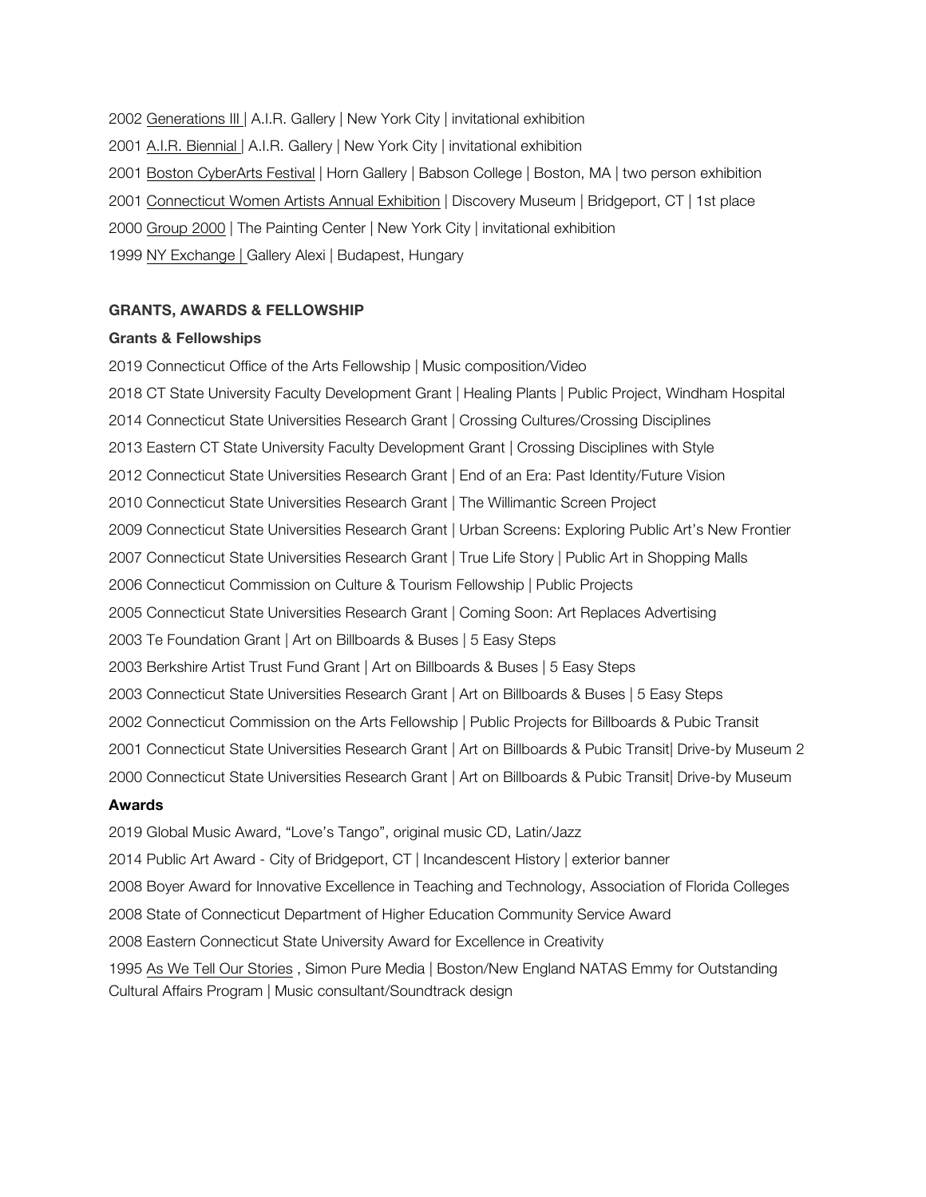2002 Generations III | A.I.R. Gallery | New York City | invitational exhibition

2001 A.I.R. Biennial | A.I.R. Gallery | New York City | invitational exhibition

2001 Boston CyberArts Festival | Horn Gallery | Babson College | Boston, MA | two person exhibition

2001 Connecticut Women Artists Annual Exhibition | Discovery Museum | Bridgeport, CT | 1st place

2000 Group 2000 | The Painting Center | New York City | invitational exhibition

1999 NY Exchange | Gallery Alexi | Budapest, Hungary

**GRANTS, AWARDS & FELLOWSHIP**

**Grants & Fellowships**

2019 Connecticut Office of the Arts Fellowship | Music composition/Video

2018 CT State University Faculty Development Grant | Healing Plants | Public Project, Windham Hospital

2014 Connecticut State Universities Research Grant | Crossing Cultures/Crossing Disciplines

2013 Eastern CT State University Faculty Development Grant | Crossing Disciplines with Style

2012 Connecticut State Universities Research Grant | End of an Era: Past Identity/Future Vision

2010 Connecticut State Universities Research Grant | The Willimantic Screen Project

2009 Connecticut State Universities Research Grant | Urban Screens: Exploring Public Art's New Frontier

2007 Connecticut State Universities Research Grant | True Life Story | Public Art in Shopping Malls

2006 Connecticut Commission on Culture & Tourism Fellowship | Public Projects

2005 Connecticut State Universities Research Grant | Coming Soon: Art Replaces Advertising

2003 Te Foundation Grant | Art on Billboards & Buses | 5 Easy Steps

2003 Berkshire Artist Trust Fund Grant | Art on Billboards & Buses | 5 Easy Steps

2003 Connecticut State Universities Research Grant | Art on Billboards & Buses | 5 Easy Steps

2002 Connecticut Commission on the Arts Fellowship | Public Projects for Billboards & Pubic Transit

2001 Connecticut State Universities Research Grant | Art on Billboards & Pubic Transit| Drive-by Museum 2

2000 Connecticut State Universities Research Grant | Art on Billboards & Pubic Transit| Drive-by Museum

**Awards**

2019 Global Music Award, "Love's Tango", original music CD, Latin/Jazz

2014 Public Art Award - City of Bridgeport, CT | Incandescent History | exterior banner

2008 Boyer Award for Innovative Excellence in Teaching and Technology, Association of Florida Colleges

2008 State of Connecticut Department of Higher Education Community Service Award

2008 Eastern Connecticut State University Award for Excellence in Creativity

1995 As We Tell Our Stories , Simon Pure Media | Boston/New England NATAS Emmy for Outstanding Cultural Affairs Program | Music consultant/Soundtrack design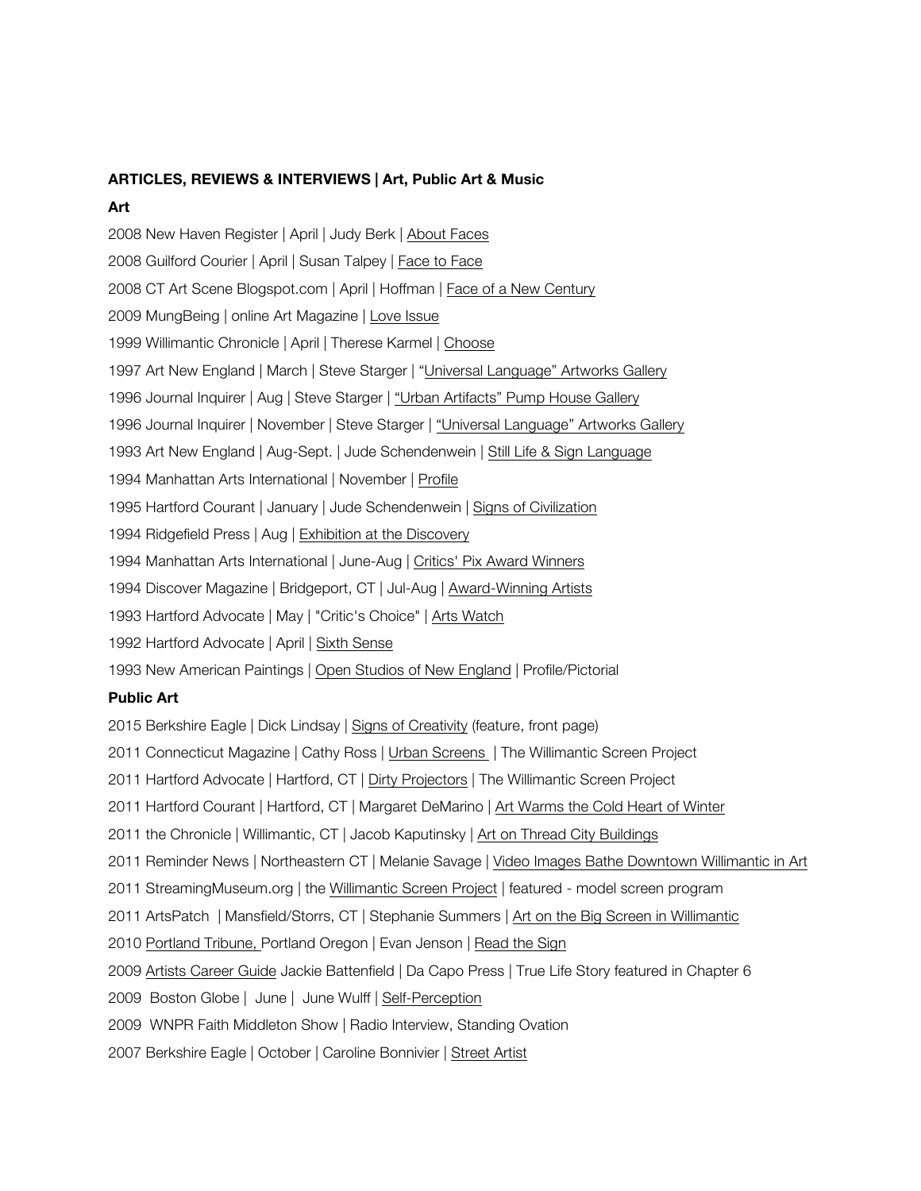**ARTICLES, REVIEWS & INTERVIEWS | Art, Public Art & Music**

**Art**

2008 New Haven Register | April | Judy Berk | About Faces

2008 Guilford Courier | April | Susan Talpey | Face to Face

2008 CT Art Scene Blogspot.com | April | Hoffman | Face of a New Century

2009 MungBeing | online Art Magazine | Love Issue

1999 Willimantic Chronicle | April | Therese Karmel | Choose

1997 Art New England | March | Steve Starger | "Universal Language" Artworks Gallery

1996 Journal Inquirer | Aug | Steve Starger | "Urban Artifacts" Pump House Gallery

1996 Journal Inquirer | November | Steve Starger | "Universal Language" Artworks Gallery

1993 Art New England | Aug-Sept. | Jude Schendenwein | Still Life & Sign Language

1994 Manhattan Arts International | November | Profile

1995 Hartford Courant | January | Jude Schendenwein | Signs of Civilization

1994 Ridgefield Press | Aug | Exhibition at the Discovery

1994 Manhattan Arts International | June-Aug | Critics' Pix Award Winners

1994 Discover Magazine | Bridgeport, CT | Jul-Aug | Award-Winning Artists

1993 Hartford Advocate | May | "Critic's Choice" | Arts Watch

1992 Hartford Advocate | April | Sixth Sense

1993 New American Paintings | Open Studios of New England | Profile/Pictorial

**Public Art**

2015 Berkshire Eagle | Dick Lindsay | Signs of Creativity (feature, front page)

2011 Connecticut Magazine | Cathy Ross | Urban Screens | The Willimantic Screen Project

2011 Hartford Advocate | Hartford, CT | Dirty Projectors | The Willimantic Screen Project

2011 Hartford Courant | Hartford, CT | Margaret DeMarino | Art Warms the Cold Heart of Winter

2011 the Chronicle | Willimantic, CT | Jacob Kaputinsky | Art on Thread City Buildings

2011 Reminder News | Northeastern CT | Melanie Savage | Video Images Bathe Downtown Willimantic in Art

2011 StreamingMuseum.org | the Willimantic Screen Project | featured - model screen program

2011 ArtsPatch | Mansfield/Storrs, CT | Stephanie Summers | Art on the Big Screen in Willimantic

2010 Portland Tribune, Portland Oregon | Evan Jenson | Read the Sign

2009 Artists Career Guide Jackie Battenfield | Da Capo Press | True Life Story featured in Chapter 6

2009 Boston Globe | June | June Wulff | Self-Perception

2009 WNPR Faith Middleton Show | Radio Interview, Standing Ovation

2007 Berkshire Eagle | October | Caroline Bonnivier | Street Artist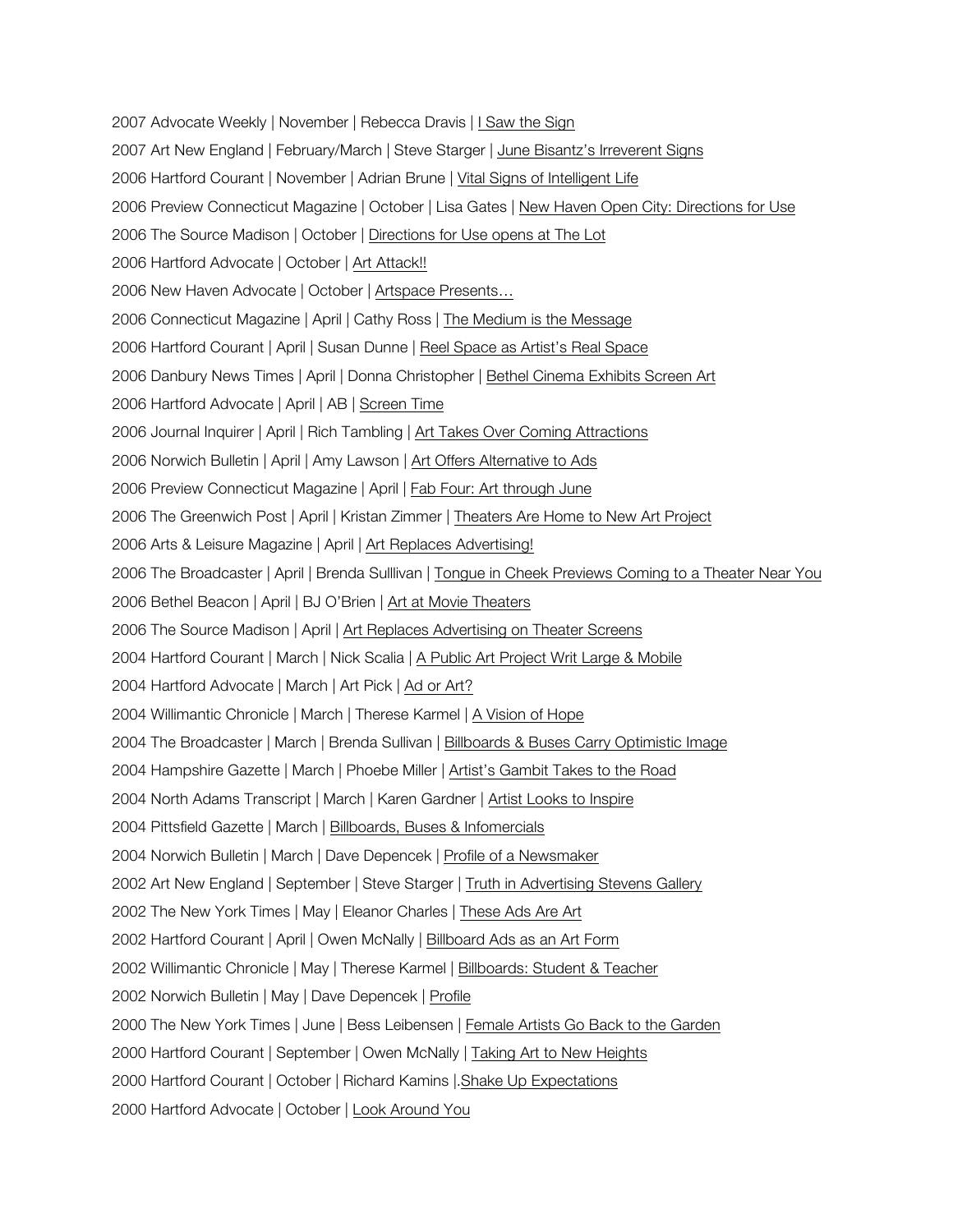2007 Advocate Weekly | November | Rebecca Dravis | I Saw the Sign

2007 Art New England | February/March | Steve Starger | June Bisantz's Irreverent Signs

2006 Hartford Courant | November | Adrian Brune | Vital Signs of Intelligent Life

2006 Preview Connecticut Magazine | October | Lisa Gates | New Haven Open City: Directions for Use

2006 The Source Madison | October | Directions for Use opens at The Lot

2006 Hartford Advocate | October | Art Attack!!

2006 New Haven Advocate | October | Artspace Presents…

2006 Connecticut Magazine | April | Cathy Ross | The Medium is the Message

2006 Hartford Courant | April | Susan Dunne | Reel Space as Artist's Real Space

2006 Danbury News Times | April | Donna Christopher | Bethel Cinema Exhibits Screen Art

2006 Hartford Advocate | April | AB | Screen Time

2006 Journal Inquirer | April | Rich Tambling | Art Takes Over Coming Attractions

2006 Norwich Bulletin | April | Amy Lawson | Art Offers Alternative to Ads

2006 Preview Connecticut Magazine | April | Fab Four: Art through June

2006 The Greenwich Post | April | Kristan Zimmer | Theaters Are Home to New Art Project

2006 Arts & Leisure Magazine | April | Art Replaces Advertising!

2006 The Broadcaster | April | Brenda Sulllivan | Tongue in Cheek Previews Coming to a Theater Near You

2006 Bethel Beacon | April | BJ O'Brien | Art at Movie Theaters

2006 The Source Madison | April | Art Replaces Advertising on Theater Screens

2004 Hartford Courant | March | Nick Scalia | A Public Art Project Writ Large & Mobile

2004 Hartford Advocate | March | Art Pick | Ad or Art?

2004 Willimantic Chronicle | March | Therese Karmel | A Vision of Hope

2004 The Broadcaster | March | Brenda Sullivan | Billboards & Buses Carry Optimistic Image

2004 Hampshire Gazette | March | Phoebe Miller | Artist's Gambit Takes to the Road

2004 North Adams Transcript | March | Karen Gardner | Artist Looks to Inspire

2004 Pittsfield Gazette | March | Billboards, Buses & Infomercials

2004 Norwich Bulletin | March | Dave Depencek | Profile of a Newsmaker

2002 Art New England | September | Steve Starger | Truth in Advertising Stevens Gallery

2002 The New York Times | May | Eleanor Charles | These Ads Are Art

2002 Hartford Courant | April | Owen McNally | Billboard Ads as an Art Form

2002 Willimantic Chronicle | May | Therese Karmel | Billboards: Student & Teacher

2002 Norwich Bulletin | May | Dave Depencek | Profile

2000 The New York Times | June | Bess Leibensen | Female Artists Go Back to the Garden

2000 Hartford Courant | September | Owen McNally | Taking Art to New Heights

2000 Hartford Courant | October | Richard Kamins |.Shake Up Expectations

2000 Hartford Advocate | October | Look Around You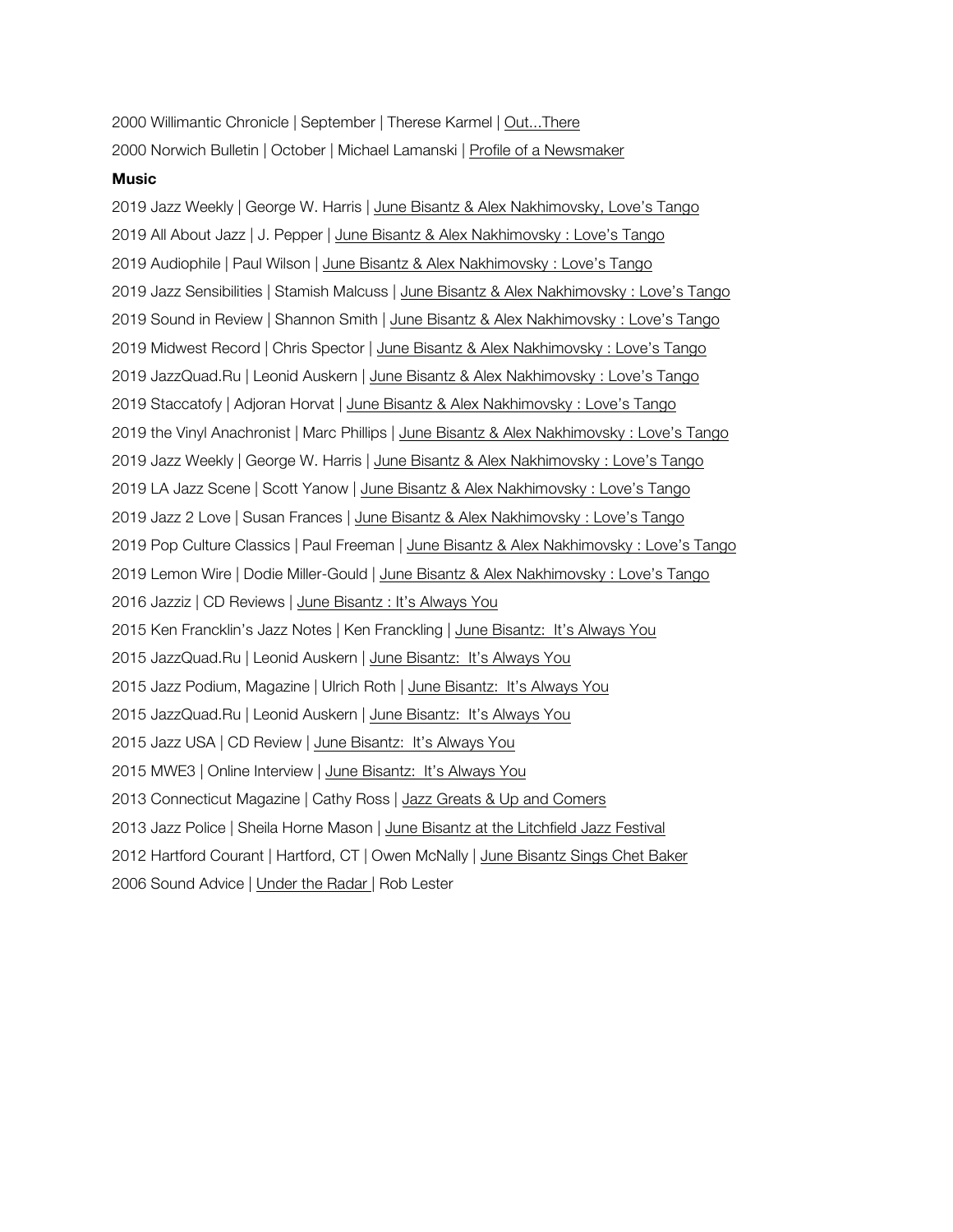2000 Willimantic Chronicle | September | Therese Karmel | Out...There

2000 Norwich Bulletin | October | Michael Lamanski | Profile of a Newsmaker

**Music**

2019 Jazz Weekly | George W. Harris | June Bisantz & Alex Nakhimovsky, Love's Tango

2019 All About Jazz | J. Pepper | June Bisantz & Alex Nakhimovsky : Love's Tango

2019 Audiophile | Paul Wilson | June Bisantz & Alex Nakhimovsky : Love's Tango

2019 Jazz Sensibilities | Stamish Malcuss | June Bisantz & Alex Nakhimovsky : Love's Tango

2019 Sound in Review | Shannon Smith | June Bisantz & Alex Nakhimovsky : Love's Tango

2019 Midwest Record | Chris Spector | June Bisantz & Alex Nakhimovsky : Love's Tango

2019 JazzQuad.Ru | Leonid Auskern | June Bisantz & Alex Nakhimovsky : Love's Tango

2019 Staccatofy | Adjoran Horvat | June Bisantz & Alex Nakhimovsky : Love's Tango

2019 the Vinyl Anachronist | Marc Phillips | June Bisantz & Alex Nakhimovsky : Love's Tango

2019 Jazz Weekly | George W. Harris | June Bisantz & Alex Nakhimovsky : Love's Tango

2019 LA Jazz Scene | Scott Yanow | June Bisantz & Alex Nakhimovsky : Love's Tango

2019 Jazz 2 Love | Susan Frances | June Bisantz & Alex Nakhimovsky : Love's Tango

2019 Pop Culture Classics | Paul Freeman | June Bisantz & Alex Nakhimovsky : Love's Tango

2019 Lemon Wire | Dodie Miller-Gould | June Bisantz & Alex Nakhimovsky : Love's Tango

2016 Jazziz | CD Reviews | June Bisantz : It's Always You

2015 Ken Francklin's Jazz Notes | Ken Franckling | June Bisantz: It's Always You

2015 JazzQuad.Ru | Leonid Auskern | June Bisantz: It's Always You

2015 Jazz Podium, Magazine | Ulrich Roth | June Bisantz: It's Always You

2015 JazzQuad.Ru | Leonid Auskern | June Bisantz: It's Always You

2015 Jazz USA | CD Review | June Bisantz: It's Always You

2015 MWE3 | Online Interview | June Bisantz: It's Always You

2013 Connecticut Magazine | Cathy Ross | Jazz Greats & Up and Comers

2013 Jazz Police | Sheila Horne Mason | June Bisantz at the Litchfield Jazz Festival

2012 Hartford Courant | Hartford, CT | Owen McNally | June Bisantz Sings Chet Baker

2006 Sound Advice | Under the Radar | Rob Lester